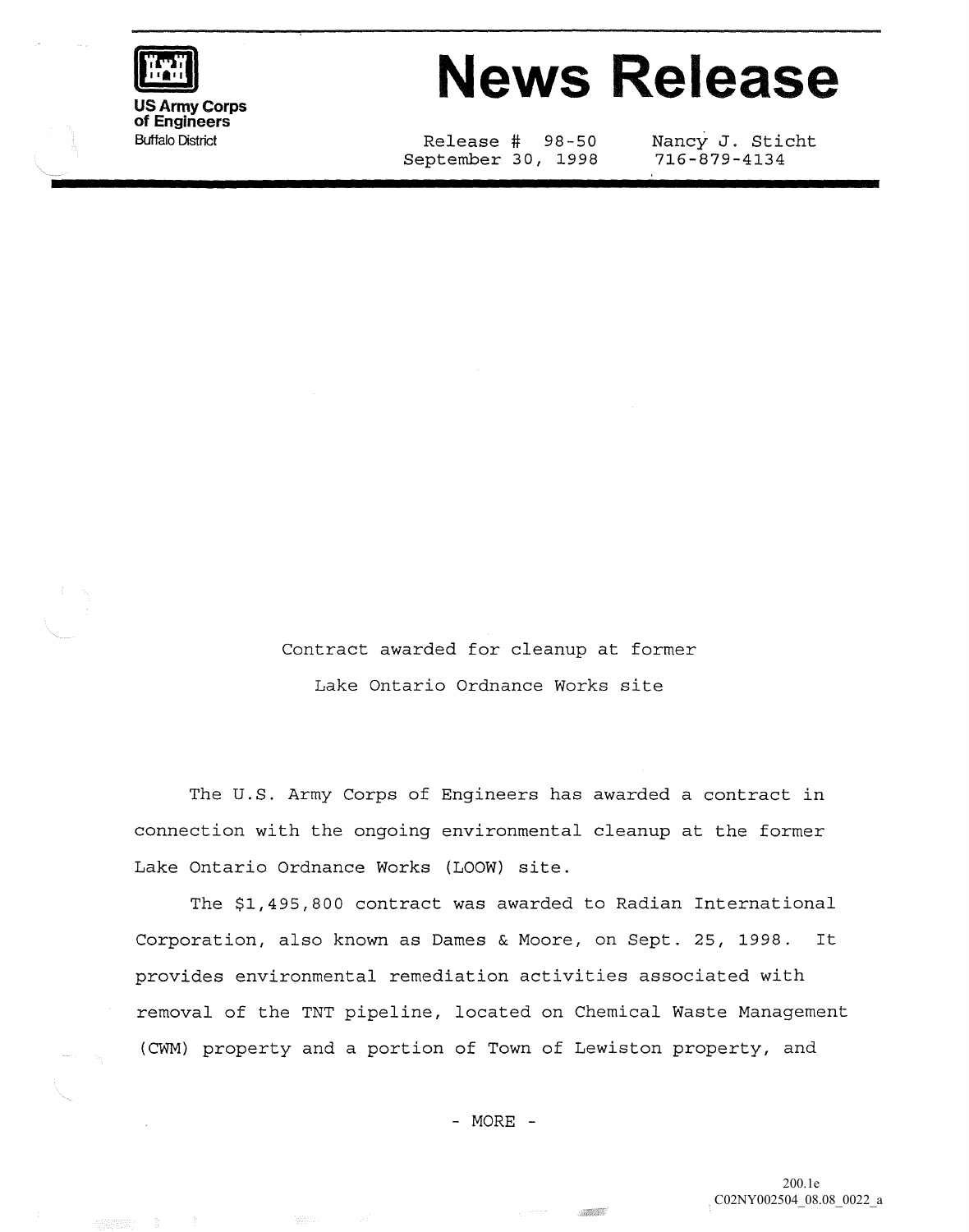US Army Corps of Engineers
Buffalo District

# News Release

Release # 98-50
September 30, 1998

Nancy J. Sticht
716-879-4134

## Contract awarded for cleanup at former Lake Ontario Ordnance Works site

The U.S. Army Corps of Engineers has awarded a contract in connection with the ongoing environmental cleanup at the former Lake Ontario Ordnance Works (LOOW) site.

The $1,495,800 contract was awarded to Radian International Corporation, also known as Dames & Moore, on Sept. 25, 1998. It provides environmental remediation activities associated with removal of the TNT pipeline, located on Chemical Waste Management (CWM) property and a portion of Town of Lewiston property, and

- MORE -

200.1e
C02NY002504_08.08_0022_a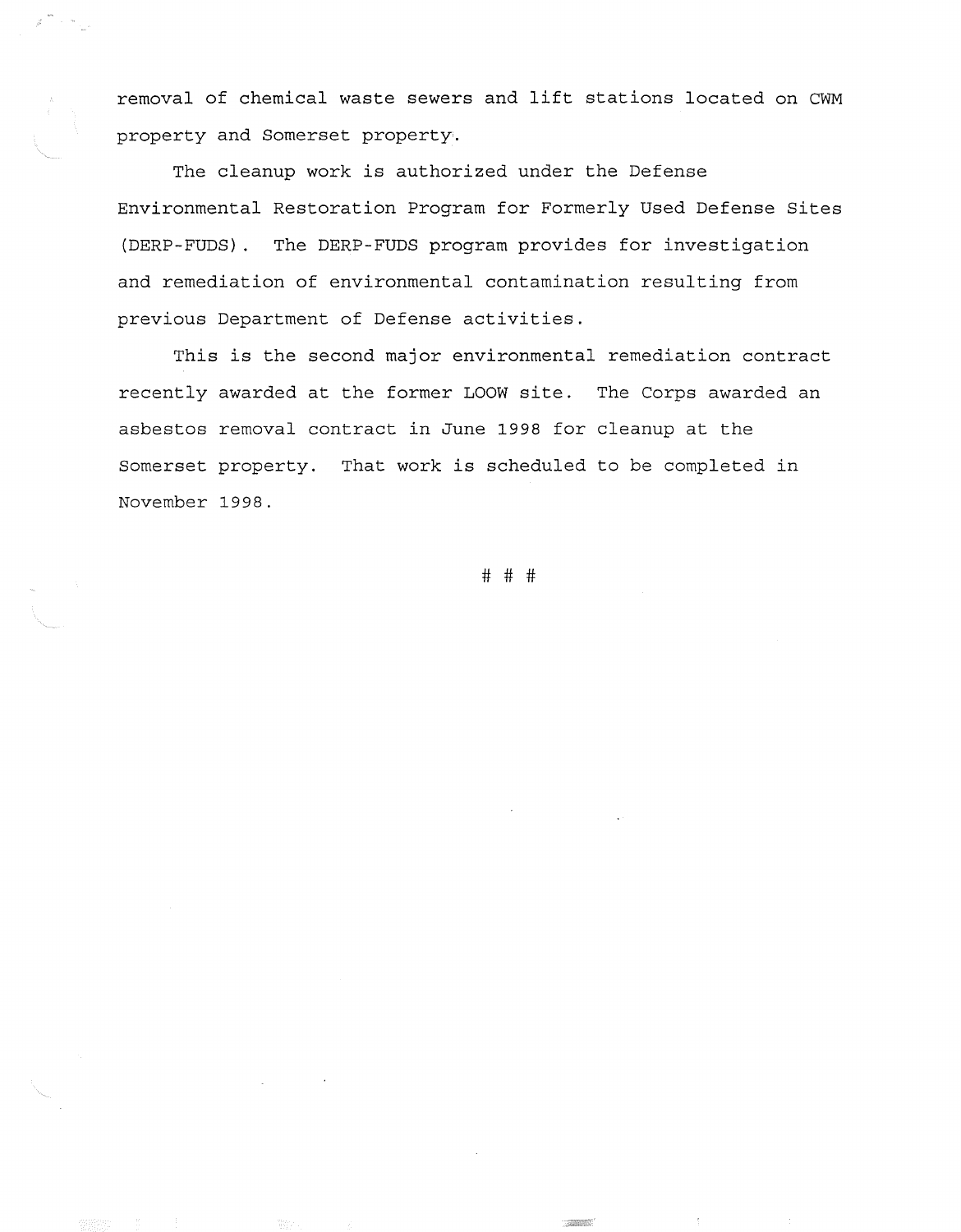removal of chemical waste sewers and lift stations located on CWM property and Somerset property.

The cleanup work is authorized under the Defense Environmental Restoration Program for Formerly Used Defense Sites (DERP-FUDS). The DERP-FUDS program provides for investigation and remediation of environmental contamination resulting from previous Department of Defense activities.

This is the second major environmental remediation contract recently awarded at the former LOOW site. The Corps awarded an asbestos removal contract in June 1998 for cleanup at the Somerset property. That work is scheduled to be completed in November 1998.

# # #